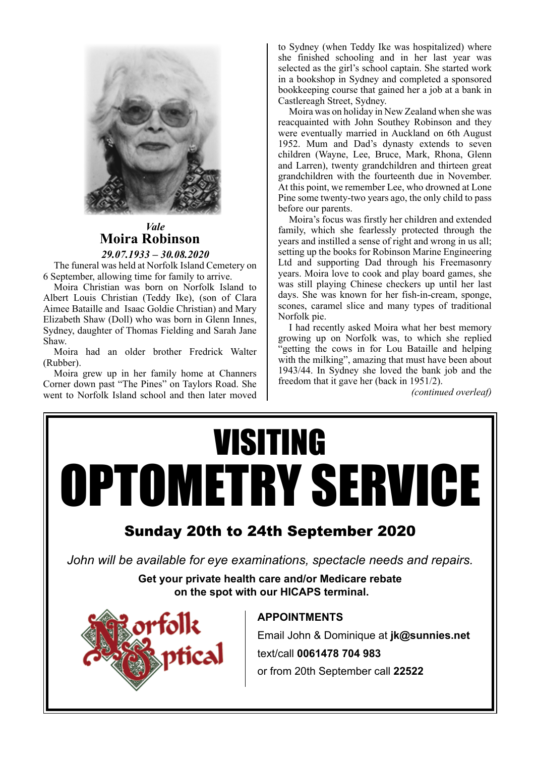*Vale*

## Moira Robinson

*29.07.1933 – 30.08.2020*

The funeral was held at Norfolk Island Cemetery on 6 September, allowing time for family to arrive.

Moira Christian was born on Norfolk Island to Albert Louis Christian (Teddy Ike), (son of Clara Aimee Bataille and Isaac Goldie Christian) and Mary Elizabeth Shaw (Doll) who was born in Glenn Innes, Sydney, daughter of Thomas Fielding and Sarah Jane Shaw.

Moira had an older brother Fredrick Walter (Rubber).

Moira grew up in her family home at Channers Corner down past "The Pines" on Taylors Road. She went to Norfolk Island school and then later moved to Sydney (when Teddy Ike was hospitalized) where she finished schooling and in her last year was selected as the girl's school captain. She started work in a bookshop in Sydney and completed a sponsored bookkeeping course that gained her a job at a bank in Castlereagh Street, Sydney.

Moira was on holiday in New Zealand when she was reacquainted with John Southey Robinson and they were eventually married in Auckland on 6th August 1952. Mum and Dad's dynasty extends to seven children (Wayne, Lee, Bruce, Mark, Rhona, Glenn and Larren), twenty grandchildren and thirteen great grandchildren with the fourteenth due in November. At this point, we remember Lee, who drowned at Lone Pine some twenty-two years ago, the only child to pass before our parents.

Moira's focus was firstly her children and extended family, which she fearlessly protected through the years and instilled a sense of right and wrong in us all; setting up the books for Robinson Marine Engineering Ltd and supporting Dad through his Freemasonry years. Moira love to cook and play board games, she was still playing Chinese checkers up until her last days. She was known for her fish-in-cream, sponge, scones, caramel slice and many types of traditional Norfolk pie.

I had recently asked Moira what her best memory growing up on Norfolk was, to which she replied "getting the cows in for Lou Bataille and helping with the milking", amazing that must have been about 1943/44. In Sydney she loved the bank job and the freedom that it gave her (back in 1951/2).

*(continued overleaf)*

---

# VISITING OPTOMETRY SERVICE

**Sunday 20th to 24th September 2020**

*John will be available for eye examinations, spectacle needs and repairs.*

**Get your private health care and/or Medicare rebate on the spot with our HICAPS terminal.**

Norfolk Optical

**APPOINTMENTS**

Email John & Dominique at **jk@sunnies.net**

text/call **0061478 704 983**

or from 20th September call **22522**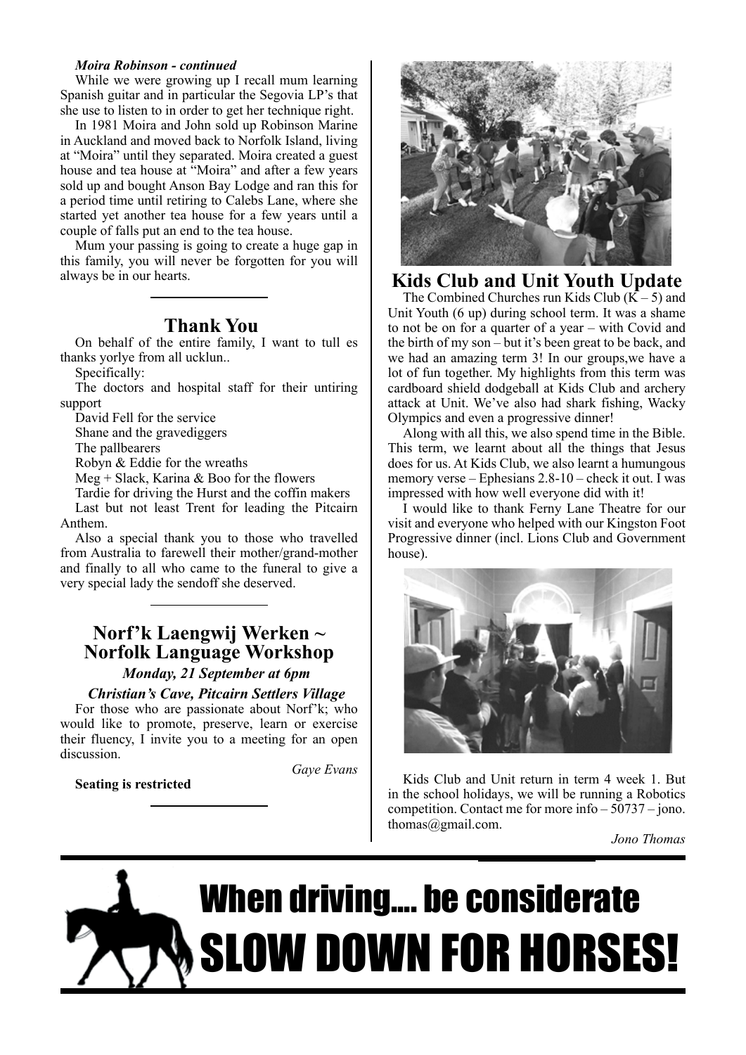***Moira Robinson - continued***

While we were growing up I recall mum learning Spanish guitar and in particular the Segovia LP's that she use to listen to in order to get her technique right.

In 1981 Moira and John sold up Robinson Marine in Auckland and moved back to Norfolk Island, living at "Moira" until they separated. Moira created a guest house and tea house at "Moira" and after a few years sold up and bought Anson Bay Lodge and ran this for a period time until retiring to Calebs Lane, where she started yet another tea house for a few years until a couple of falls put an end to the tea house.

Mum your passing is going to create a huge gap in this family, you will never be forgotten for you will always be in our hearts.

## Thank You

On behalf of the entire family, I want to tull es thanks yorlye from all ucklun..

Specifically:

The doctors and hospital staff for their untiring support

David Fell for the service

Shane and the gravediggers

The pallbearers

Robyn & Eddie for the wreaths

Meg + Slack, Karina & Boo for the flowers

Tardie for driving the Hurst and the coffin makers

Last but not least Trent for leading the Pitcairn Anthem.

Also a special thank you to those who travelled from Australia to farewell their mother/grand-mother and finally to all who came to the funeral to give a very special lady the sendoff she deserved.

## Norf'k Laengwij Werken ~ Norfolk Language Workshop

***Monday, 21 September at 6pm***

***Christian's Cave, Pitcairn Settlers Village***

For those who are passionate about Norf'k; who would like to promote, preserve, learn or exercise their fluency, I invite you to a meeting for an open discussion.

*Gaye Evans*

**Seating is restricted**

## Kids Club and Unit Youth Update

The Combined Churches run Kids Club (K – 5) and Unit Youth (6 up) during school term. It was a shame to not be on for a quarter of a year – with Covid and the birth of my son – but it's been great to be back, and we had an amazing term 3! In our groups,we have a lot of fun together. My highlights from this term was cardboard shield dodgeball at Kids Club and archery attack at Unit. We've also had shark fishing, Wacky Olympics and even a progressive dinner!

Along with all this, we also spend time in the Bible. This term, we learnt about all the things that Jesus does for us. At Kids Club, we also learnt a humungous memory verse – Ephesians 2.8-10 – check it out. I was impressed with how well everyone did with it!

I would like to thank Ferny Lane Theatre for our visit and everyone who helped with our Kingston Foot Progressive dinner (incl. Lions Club and Government house).

Kids Club and Unit return in term 4 week 1. But in the school holidays, we will be running a Robotics competition. Contact me for more info – 50737 – jono.thomas@gmail.com.

*Jono Thomas*

# When driving.... be considerate SLOW DOWN FOR HORSES!